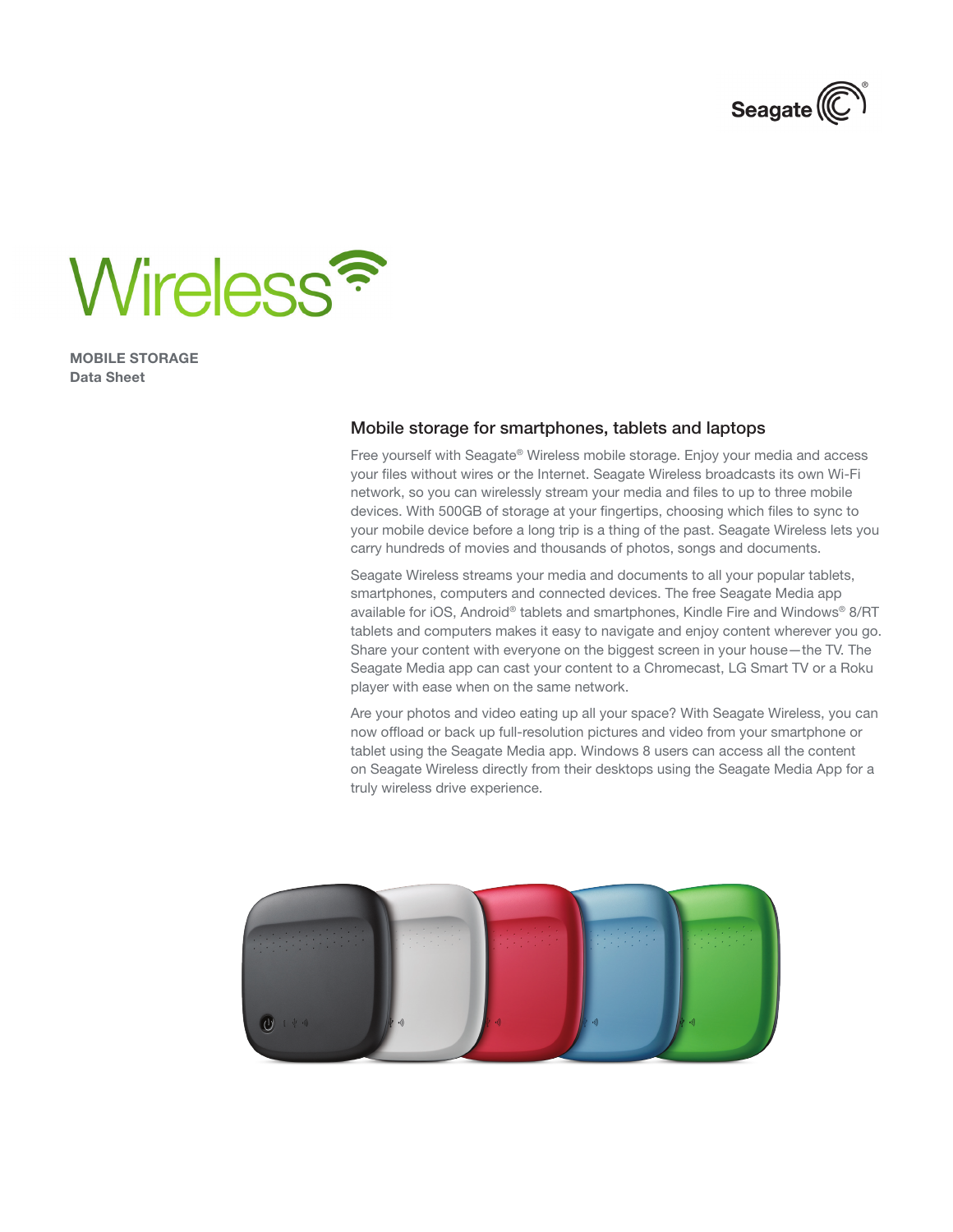Seagate

# Wireless

**MOBILE STORAGE**
**Data Sheet**

## Mobile storage for smartphones, tablets and laptops

Free yourself with Seagate® Wireless mobile storage. Enjoy your media and access your files without wires or the Internet. Seagate Wireless broadcasts its own Wi-Fi network, so you can wirelessly stream your media and files to up to three mobile devices. With 500GB of storage at your fingertips, choosing which files to sync to your mobile device before a long trip is a thing of the past. Seagate Wireless lets you carry hundreds of movies and thousands of photos, songs and documents.

Seagate Wireless streams your media and documents to all your popular tablets, smartphones, computers and connected devices. The free Seagate Media app available for iOS, Android® tablets and smartphones, Kindle Fire and Windows® 8/RT tablets and computers makes it easy to navigate and enjoy content wherever you go. Share your content with everyone on the biggest screen in your house—the TV. The Seagate Media app can cast your content to a Chromecast, LG Smart TV or a Roku player with ease when on the same network.

Are your photos and video eating up all your space? With Seagate Wireless, you can now offload or back up full-resolution pictures and video from your smartphone or tablet using the Seagate Media app. Windows 8 users can access all the content on Seagate Wireless directly from their desktops using the Seagate Media App for a truly wireless drive experience.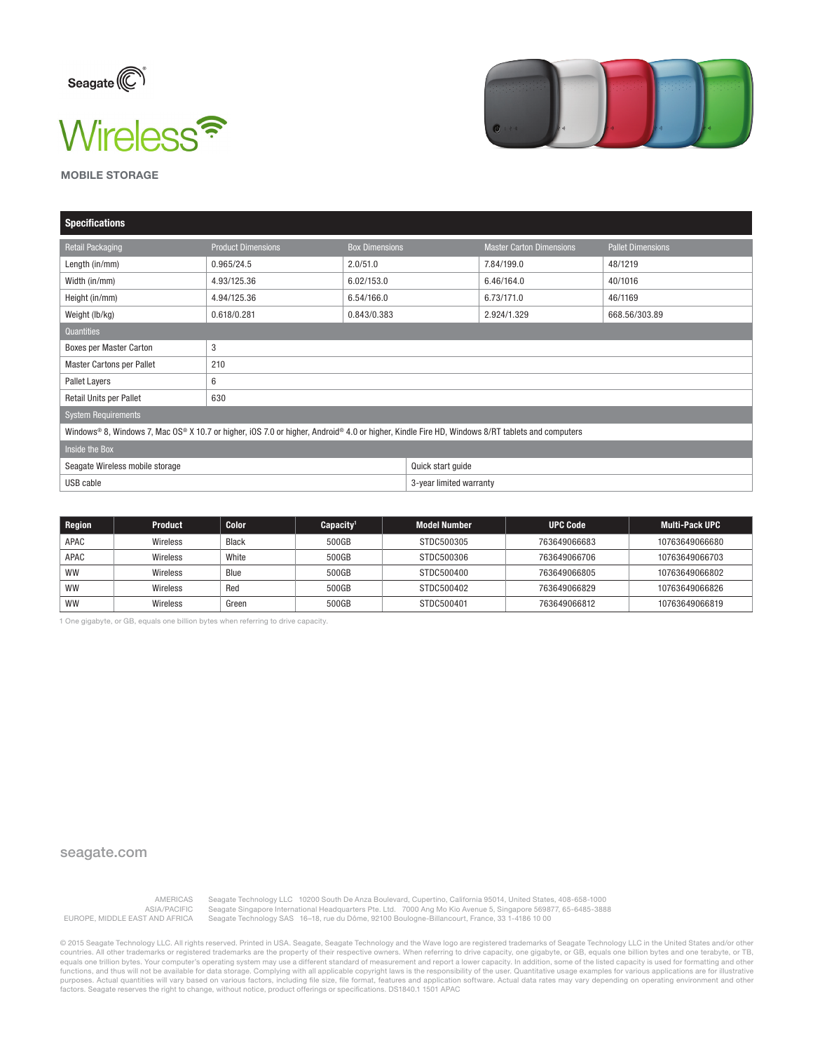Seagate

# Wireless

**MOBILE STORAGE**

## Specifications

| Retail Packaging | Product Dimensions | Box Dimensions | Master Carton Dimensions | Pallet Dimensions |
|---|---|---|---|---|
| Length (in/mm) | 0.965/24.5 | 2.0/51.0 | 7.84/199.0 | 48/1219 |
| Width (in/mm) | 4.93/125.36 | 6.02/153.0 | 6.46/164.0 | 40/1016 |
| Height (in/mm) | 4.94/125.36 | 6.54/166.0 | 6.73/171.0 | 46/1169 |
| Weight (lb/kg) | 0.618/0.281 | 0.843/0.383 | 2.924/1.329 | 668.56/303.89 |

| Quantities | |
|---|---|
| Boxes per Master Carton | 3 |
| Master Cartons per Pallet | 210 |
| Pallet Layers | 6 |
| Retail Units per Pallet | 630 |

**System Requirements**

Windows® 8, Windows 7, Mac OS® X 10.7 or higher, iOS 7.0 or higher, Android® 4.0 or higher, Kindle Fire HD, Windows 8/RT tablets and computers

| Inside the Box | |
|---|---|
| Seagate Wireless mobile storage | Quick start guide |
| USB cable | 3-year limited warranty |

| Region | Product | Color | Capacity[1] | Model Number | UPC Code | Multi-Pack UPC |
|---|---|---|---|---|---|---|
| APAC | Wireless | Black | 500GB | STDC500305 | 763649066683 | 10763649066680 |
| APAC | Wireless | White | 500GB | STDC500306 | 763649066706 | 10763649066703 |
| WW | Wireless | Blue | 500GB | STDC500400 | 763649066805 | 10763649066802 |
| WW | Wireless | Red | 500GB | STDC500402 | 763649066829 | 10763649066826 |
| WW | Wireless | Green | 500GB | STDC500401 | 763649066812 | 10763649066819 |

1 One gigabyte, or GB, equals one billion bytes when referring to drive capacity.

seagate.com

AMERICAS Seagate Technology LLC 10200 South De Anza Boulevard, Cupertino, California 95014, United States, 408-658-1000
ASIA/PACIFIC Seagate Singapore International Headquarters Pte. Ltd. 7000 Ang Mo Kio Avenue 5, Singapore 569877, 65-6485-3888
EUROPE, MIDDLE EAST AND AFRICA Seagate Technology SAS 16–18, rue du Dôme, 92100 Boulogne-Billancourt, France, 33 1-4186 10 00

© 2015 Seagate Technology LLC. All rights reserved. Printed in USA. Seagate, Seagate Technology and the Wave logo are registered trademarks of Seagate Technology LLC in the United States and/or other countries. All other trademarks or registered trademarks are the property of their respective owners. When referring to drive capacity, one gigabyte, or GB, equals one billion bytes and one terabyte, or TB, equals one trillion bytes. Your computer's operating system may use a different standard of measurement and report a lower capacity. In addition, some of the listed capacity is used for formatting and other functions, and thus will not be available for data storage. Complying with all applicable copyright laws is the responsibility of the user. Quantitative usage examples for various applications are for illustrative purposes. Actual quantities will vary based on various factors, including file size, file format, features and application software. Actual data rates may vary depending on operating environment and other factors. Seagate reserves the right to change, without notice, product offerings or specifications. DS1840.1 1501 APAC